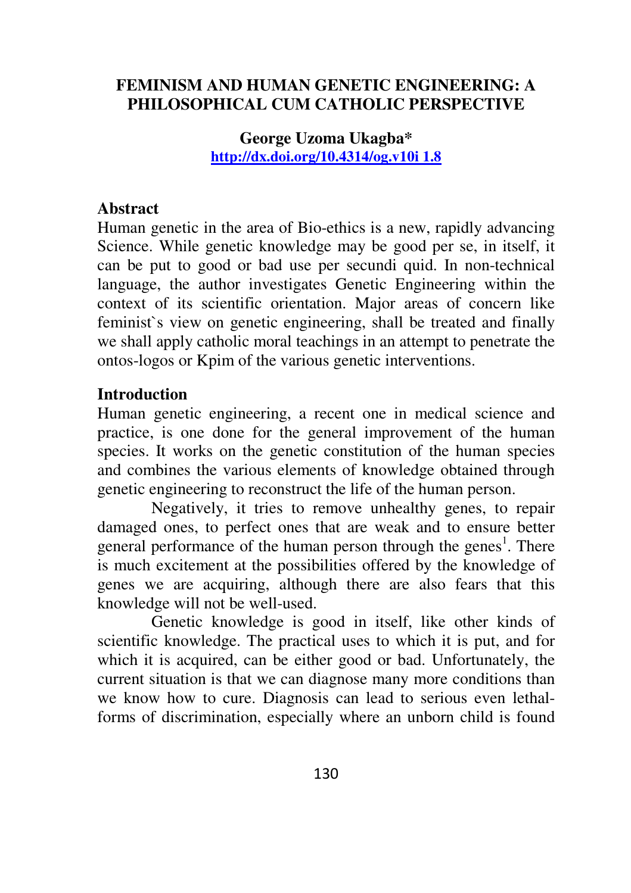# FEMINISM AND HUMAN GENETIC ENGINEERING: A PHILOSOPHICAL CUM CATHOLIC PERSPECTIVE

**George Uzoma Ukagba***

**http://dx.doi.org/10.4314/og.v10i 1.8**

## Abstract

Human genetic in the area of Bio-ethics is a new, rapidly advancing Science. While genetic knowledge may be good per se, in itself, it can be put to good or bad use per secundi quid. In non-technical language, the author investigates Genetic Engineering within the context of its scientific orientation. Major areas of concern like feminist`s view on genetic engineering, shall be treated and finally we shall apply catholic moral teachings in an attempt to penetrate the ontos-logos or Kpim of the various genetic interventions.

## Introduction

Human genetic engineering, a recent one in medical science and practice, is one done for the general improvement of the human species. It works on the genetic constitution of the human species and combines the various elements of knowledge obtained through genetic engineering to reconstruct the life of the human person.

Negatively, it tries to remove unhealthy genes, to repair damaged ones, to perfect ones that are weak and to ensure better general performance of the human person through the genes[1]. There is much excitement at the possibilities offered by the knowledge of genes we are acquiring, although there are also fears that this knowledge will not be well-used.

Genetic knowledge is good in itself, like other kinds of scientific knowledge. The practical uses to which it is put, and for which it is acquired, can be either good or bad. Unfortunately, the current situation is that we can diagnose many more conditions than we know how to cure. Diagnosis can lead to serious even lethal-forms of discrimination, especially where an unborn child is found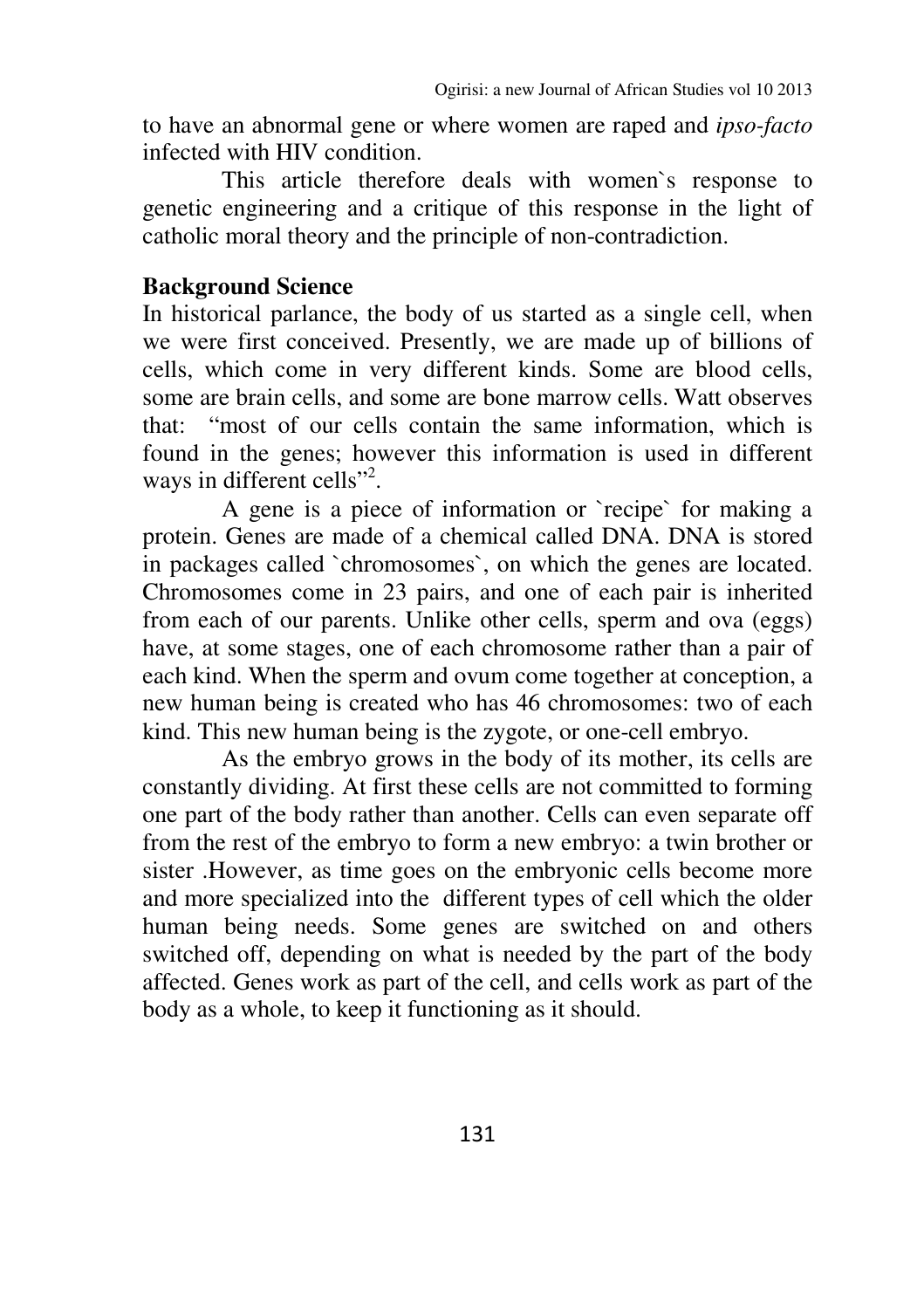to have an abnormal gene or where women are raped and *ipso-facto* infected with HIV condition.

This article therefore deals with women`s response to genetic engineering and a critique of this response in the light of catholic moral theory and the principle of non-contradiction.

## Background Science

In historical parlance, the body of us started as a single cell, when we were first conceived. Presently, we are made up of billions of cells, which come in very different kinds. Some are blood cells, some are brain cells, and some are bone marrow cells. Watt observes that: "most of our cells contain the same information, which is found in the genes; however this information is used in different ways in different cells"[2].

A gene is a piece of information or `recipe` for making a protein. Genes are made of a chemical called DNA. DNA is stored in packages called `chromosomes`, on which the genes are located. Chromosomes come in 23 pairs, and one of each pair is inherited from each of our parents. Unlike other cells, sperm and ova (eggs) have, at some stages, one of each chromosome rather than a pair of each kind. When the sperm and ovum come together at conception, a new human being is created who has 46 chromosomes: two of each kind. This new human being is the zygote, or one-cell embryo.

As the embryo grows in the body of its mother, its cells are constantly dividing. At first these cells are not committed to forming one part of the body rather than another. Cells can even separate off from the rest of the embryo to form a new embryo: a twin brother or sister .However, as time goes on the embryonic cells become more and more specialized into the different types of cell which the older human being needs. Some genes are switched on and others switched off, depending on what is needed by the part of the body affected. Genes work as part of the cell, and cells work as part of the body as a whole, to keep it functioning as it should.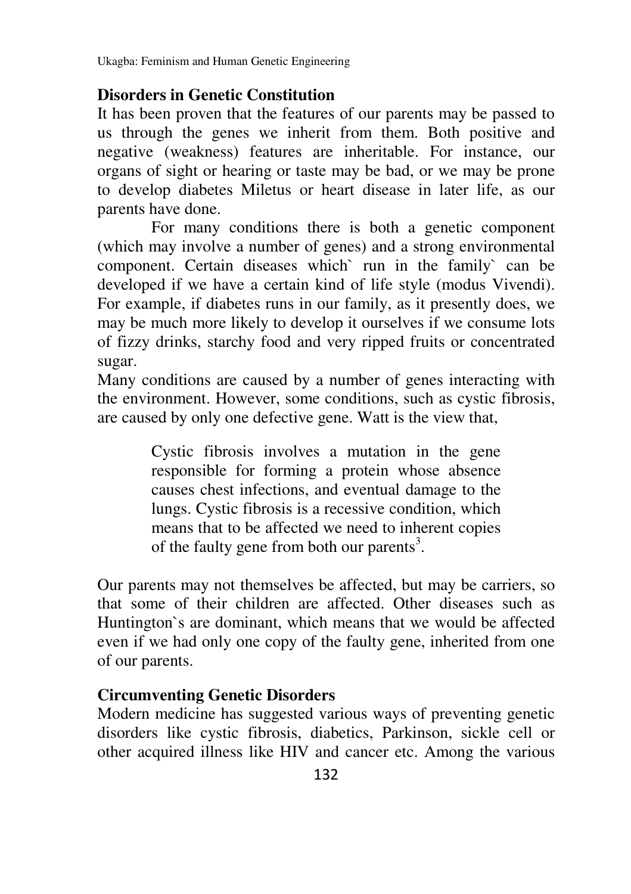## Disorders in Genetic Constitution

It has been proven that the features of our parents may be passed to us through the genes we inherit from them. Both positive and negative (weakness) features are inheritable. For instance, our organs of sight or hearing or taste may be bad, or we may be prone to develop diabetes Miletus or heart disease in later life, as our parents have done.

For many conditions there is both a genetic component (which may involve a number of genes) and a strong environmental component. Certain diseases which` run in the family` can be developed if we have a certain kind of life style (modus Vivendi). For example, if diabetes runs in our family, as it presently does, we may be much more likely to develop it ourselves if we consume lots of fizzy drinks, starchy food and very ripped fruits or concentrated sugar.

Many conditions are caused by a number of genes interacting with the environment. However, some conditions, such as cystic fibrosis, are caused by only one defective gene. Watt is the view that,

> Cystic fibrosis involves a mutation in the gene responsible for forming a protein whose absence causes chest infections, and eventual damage to the lungs. Cystic fibrosis is a recessive condition, which means that to be affected we need to inherent copies of the faulty gene from both our parents[3].

Our parents may not themselves be affected, but may be carriers, so that some of their children are affected. Other diseases such as Huntington`s are dominant, which means that we would be affected even if we had only one copy of the faulty gene, inherited from one of our parents.

## Circumventing Genetic Disorders

Modern medicine has suggested various ways of preventing genetic disorders like cystic fibrosis, diabetics, Parkinson, sickle cell or other acquired illness like HIV and cancer etc. Among the various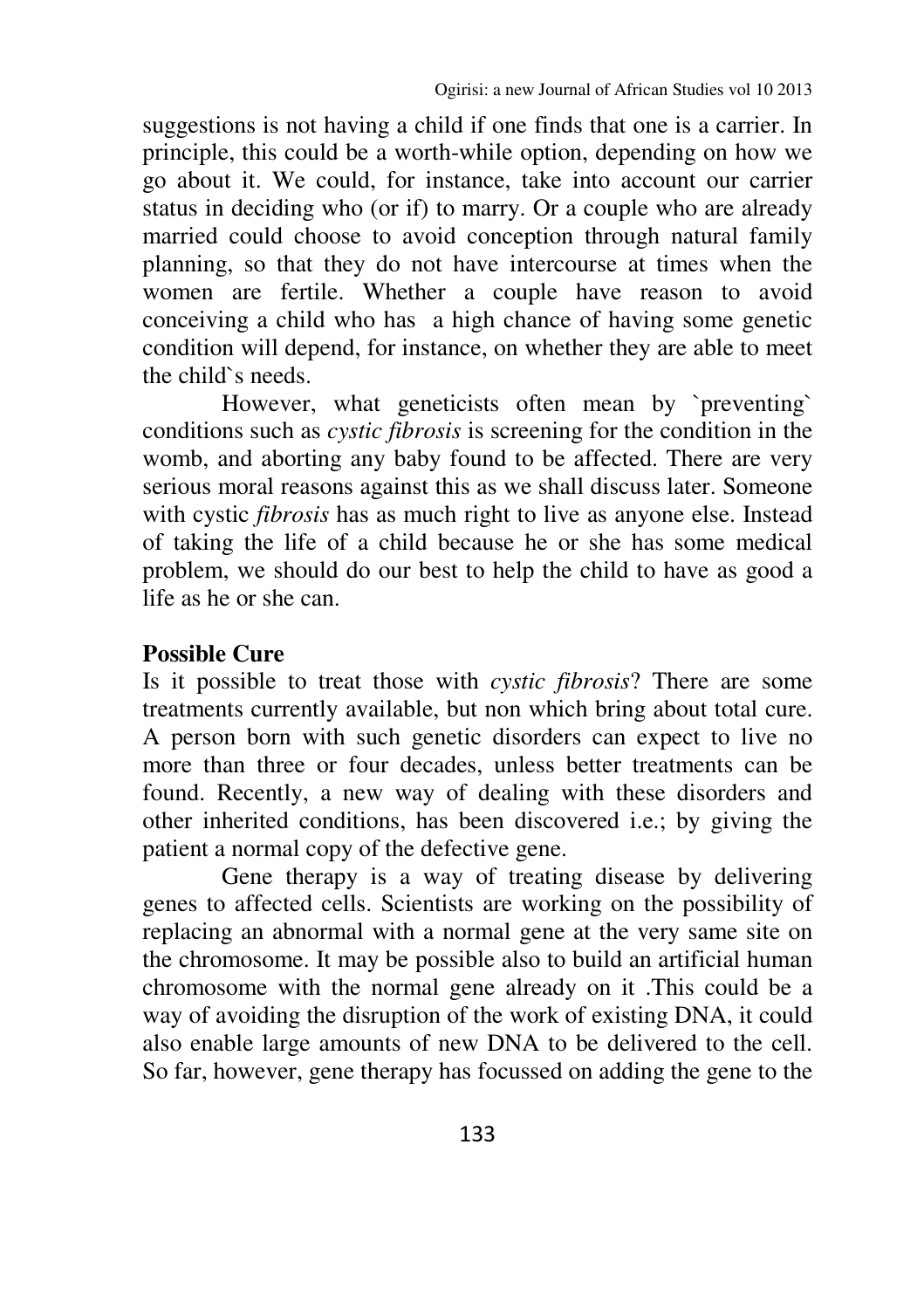suggestions is not having a child if one finds that one is a carrier. In principle, this could be a worth-while option, depending on how we go about it. We could, for instance, take into account our carrier status in deciding who (or if) to marry. Or a couple who are already married could choose to avoid conception through natural family planning, so that they do not have intercourse at times when the women are fertile. Whether a couple have reason to avoid conceiving a child who has a high chance of having some genetic condition will depend, for instance, on whether they are able to meet the child`s needs.

However, what geneticists often mean by `preventing` conditions such as *cystic fibrosis* is screening for the condition in the womb, and aborting any baby found to be affected. There are very serious moral reasons against this as we shall discuss later. Someone with cystic *fibrosis* has as much right to live as anyone else. Instead of taking the life of a child because he or she has some medical problem, we should do our best to help the child to have as good a life as he or she can.

**Possible Cure**

Is it possible to treat those with *cystic fibrosis*? There are some treatments currently available, but non which bring about total cure. A person born with such genetic disorders can expect to live no more than three or four decades, unless better treatments can be found. Recently, a new way of dealing with these disorders and other inherited conditions, has been discovered i.e.; by giving the patient a normal copy of the defective gene.

Gene therapy is a way of treating disease by delivering genes to affected cells. Scientists are working on the possibility of replacing an abnormal with a normal gene at the very same site on the chromosome. It may be possible also to build an artificial human chromosome with the normal gene already on it .This could be a way of avoiding the disruption of the work of existing DNA, it could also enable large amounts of new DNA to be delivered to the cell. So far, however, gene therapy has focussed on adding the gene to the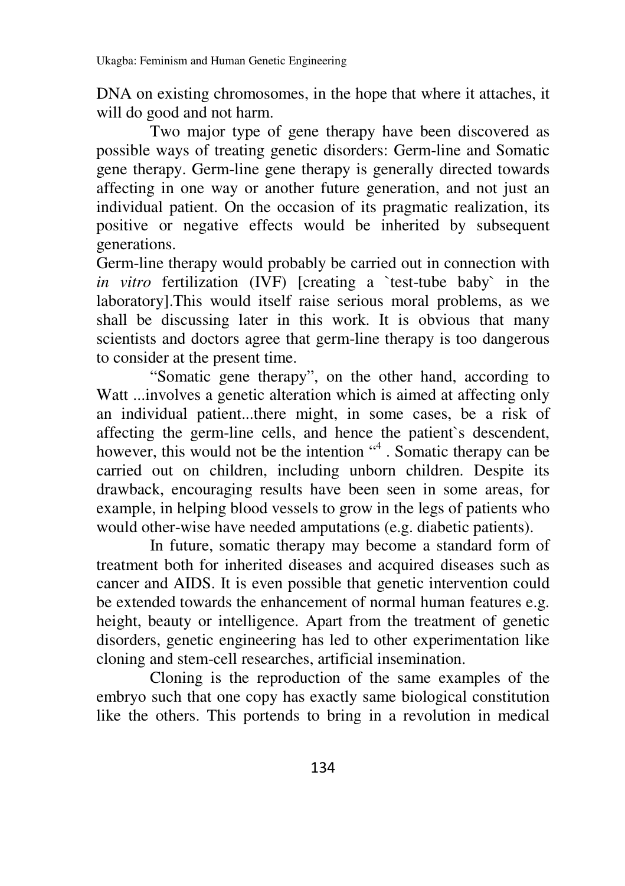DNA on existing chromosomes, in the hope that where it attaches, it will do good and not harm.

Two major type of gene therapy have been discovered as possible ways of treating genetic disorders: Germ-line and Somatic gene therapy. Germ-line gene therapy is generally directed towards affecting in one way or another future generation, and not just an individual patient. On the occasion of its pragmatic realization, its positive or negative effects would be inherited by subsequent generations.

Germ-line therapy would probably be carried out in connection with *in vitro* fertilization (IVF) [creating a `test-tube baby` in the laboratory].This would itself raise serious moral problems, as we shall be discussing later in this work. It is obvious that many scientists and doctors agree that germ-line therapy is too dangerous to consider at the present time.

"Somatic gene therapy", on the other hand, according to Watt ...involves a genetic alteration which is aimed at affecting only an individual patient...there might, in some cases, be a risk of affecting the germ-line cells, and hence the patient`s descendent, however, this would not be the intention "[4] . Somatic therapy can be carried out on children, including unborn children. Despite its drawback, encouraging results have been seen in some areas, for example, in helping blood vessels to grow in the legs of patients who would other-wise have needed amputations (e.g. diabetic patients).

In future, somatic therapy may become a standard form of treatment both for inherited diseases and acquired diseases such as cancer and AIDS. It is even possible that genetic intervention could be extended towards the enhancement of normal human features e.g. height, beauty or intelligence. Apart from the treatment of genetic disorders, genetic engineering has led to other experimentation like cloning and stem-cell researches, artificial insemination.

Cloning is the reproduction of the same examples of the embryo such that one copy has exactly same biological constitution like the others. This portends to bring in a revolution in medical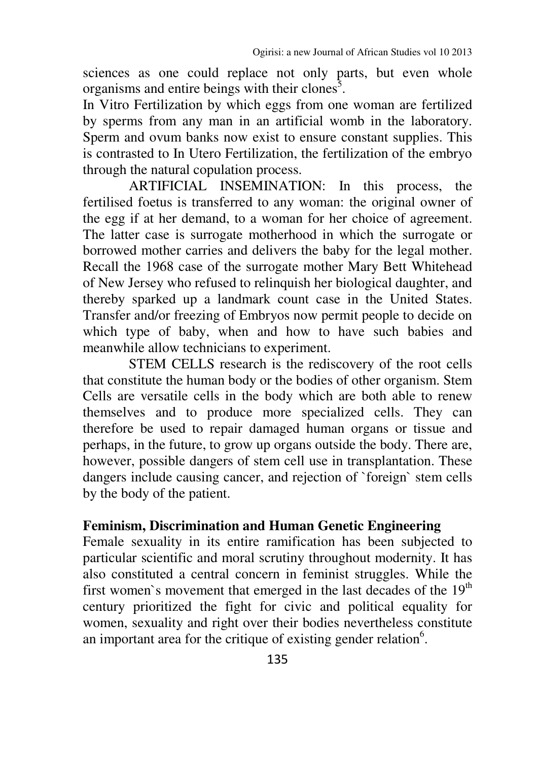sciences as one could replace not only parts, but even whole organisms and entire beings with their clones[5].

In Vitro Fertilization by which eggs from one woman are fertilized by sperms from any man in an artificial womb in the laboratory. Sperm and ovum banks now exist to ensure constant supplies. This is contrasted to In Utero Fertilization, the fertilization of the embryo through the natural copulation process.

ARTIFICIAL INSEMINATION: In this process, the fertilised foetus is transferred to any woman: the original owner of the egg if at her demand, to a woman for her choice of agreement. The latter case is surrogate motherhood in which the surrogate or borrowed mother carries and delivers the baby for the legal mother. Recall the 1968 case of the surrogate mother Mary Bett Whitehead of New Jersey who refused to relinquish her biological daughter, and thereby sparked up a landmark count case in the United States. Transfer and/or freezing of Embryos now permit people to decide on which type of baby, when and how to have such babies and meanwhile allow technicians to experiment.

STEM CELLS research is the rediscovery of the root cells that constitute the human body or the bodies of other organism. Stem Cells are versatile cells in the body which are both able to renew themselves and to produce more specialized cells. They can therefore be used to repair damaged human organs or tissue and perhaps, in the future, to grow up organs outside the body. There are, however, possible dangers of stem cell use in transplantation. These dangers include causing cancer, and rejection of `foreign` stem cells by the body of the patient.

## Feminism, Discrimination and Human Genetic Engineering

Female sexuality in its entire ramification has been subjected to particular scientific and moral scrutiny throughout modernity. It has also constituted a central concern in feminist struggles. While the first women`s movement that emerged in the last decades of the 19th century prioritized the fight for civic and political equality for women, sexuality and right over their bodies nevertheless constitute an important area for the critique of existing gender relation[6].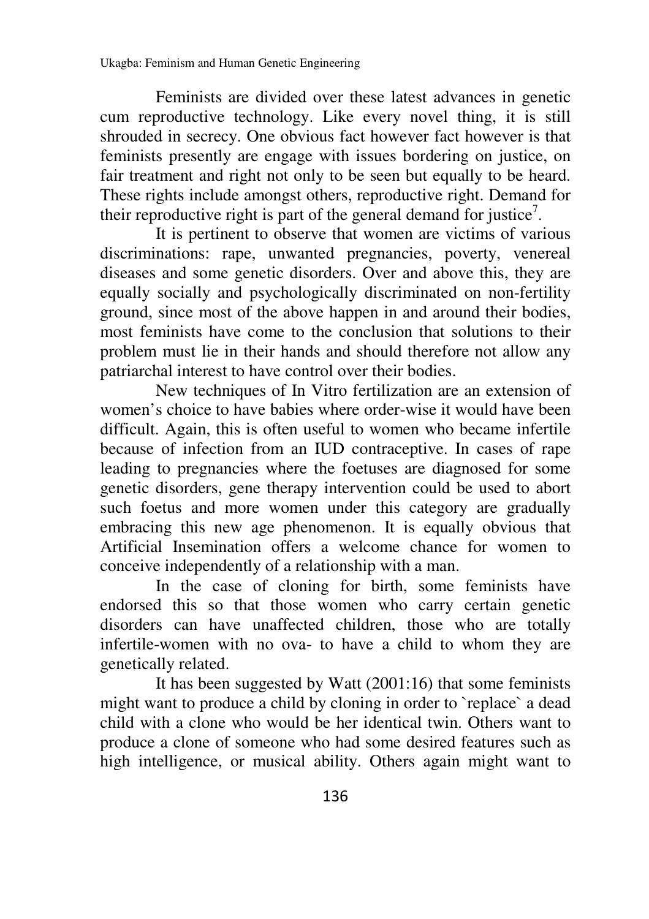Feminists are divided over these latest advances in genetic cum reproductive technology. Like every novel thing, it is still shrouded in secrecy. One obvious fact however fact however is that feminists presently are engage with issues bordering on justice, on fair treatment and right not only to be seen but equally to be heard. These rights include amongst others, reproductive right. Demand for their reproductive right is part of the general demand for justice[7].

It is pertinent to observe that women are victims of various discriminations: rape, unwanted pregnancies, poverty, venereal diseases and some genetic disorders. Over and above this, they are equally socially and psychologically discriminated on non-fertility ground, since most of the above happen in and around their bodies, most feminists have come to the conclusion that solutions to their problem must lie in their hands and should therefore not allow any patriarchal interest to have control over their bodies.

New techniques of In Vitro fertilization are an extension of women's choice to have babies where order-wise it would have been difficult. Again, this is often useful to women who became infertile because of infection from an IUD contraceptive. In cases of rape leading to pregnancies where the foetuses are diagnosed for some genetic disorders, gene therapy intervention could be used to abort such foetus and more women under this category are gradually embracing this new age phenomenon. It is equally obvious that Artificial Insemination offers a welcome chance for women to conceive independently of a relationship with a man.

In the case of cloning for birth, some feminists have endorsed this so that those women who carry certain genetic disorders can have unaffected children, those who are totally infertile-women with no ova- to have a child to whom they are genetically related.

It has been suggested by Watt (2001:16) that some feminists might want to produce a child by cloning in order to `replace` a dead child with a clone who would be her identical twin. Others want to produce a clone of someone who had some desired features such as high intelligence, or musical ability. Others again might want to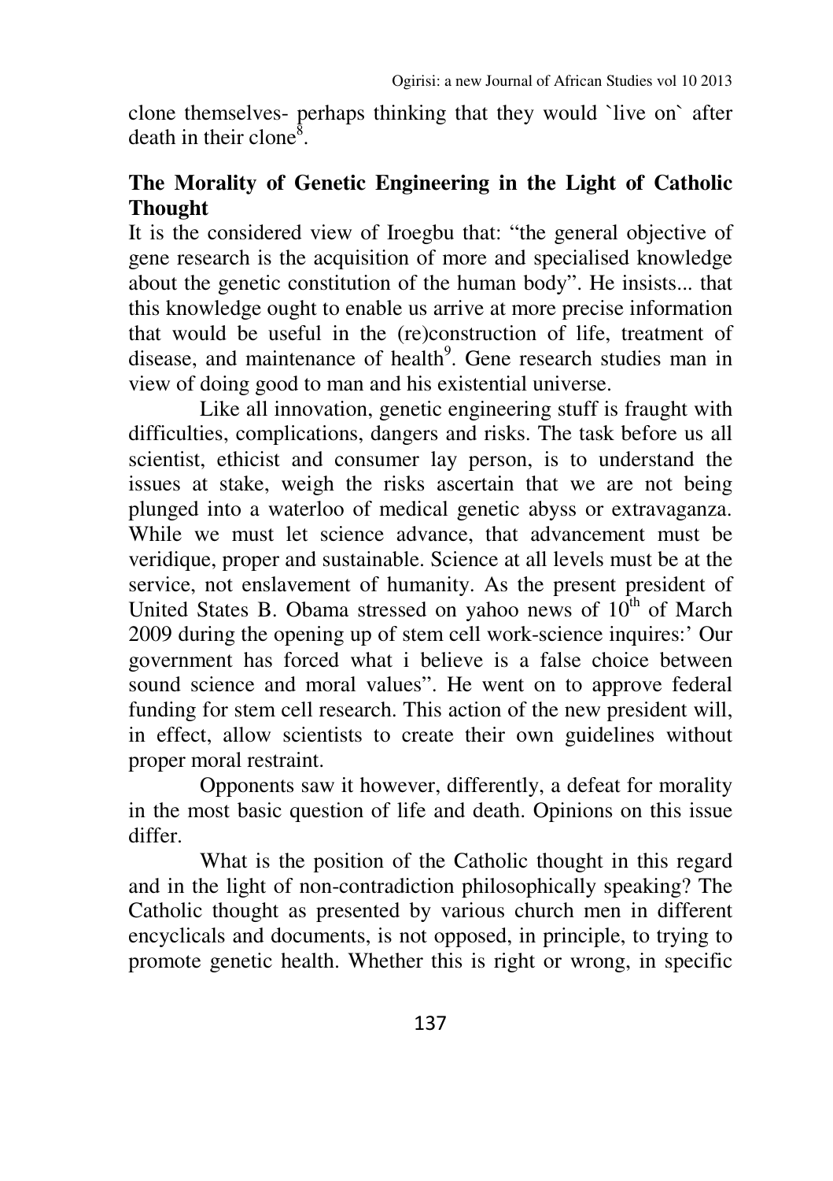clone themselves- perhaps thinking that they would `live on` after death in their clone[8].

## The Morality of Genetic Engineering in the Light of Catholic Thought

It is the considered view of Iroegbu that: "the general objective of gene research is the acquisition of more and specialised knowledge about the genetic constitution of the human body". He insists... that this knowledge ought to enable us arrive at more precise information that would be useful in the (re)construction of life, treatment of disease, and maintenance of health[9]. Gene research studies man in view of doing good to man and his existential universe.

Like all innovation, genetic engineering stuff is fraught with difficulties, complications, dangers and risks. The task before us all scientist, ethicist and consumer lay person, is to understand the issues at stake, weigh the risks ascertain that we are not being plunged into a waterloo of medical genetic abyss or extravaganza. While we must let science advance, that advancement must be veridique, proper and sustainable. Science at all levels must be at the service, not enslavement of humanity. As the present president of United States B. Obama stressed on yahoo news of 10th of March 2009 during the opening up of stem cell work-science inquires:' Our government has forced what i believe is a false choice between sound science and moral values". He went on to approve federal funding for stem cell research. This action of the new president will, in effect, allow scientists to create their own guidelines without proper moral restraint.

Opponents saw it however, differently, a defeat for morality in the most basic question of life and death. Opinions on this issue differ.

What is the position of the Catholic thought in this regard and in the light of non-contradiction philosophically speaking? The Catholic thought as presented by various church men in different encyclicals and documents, is not opposed, in principle, to trying to promote genetic health. Whether this is right or wrong, in specific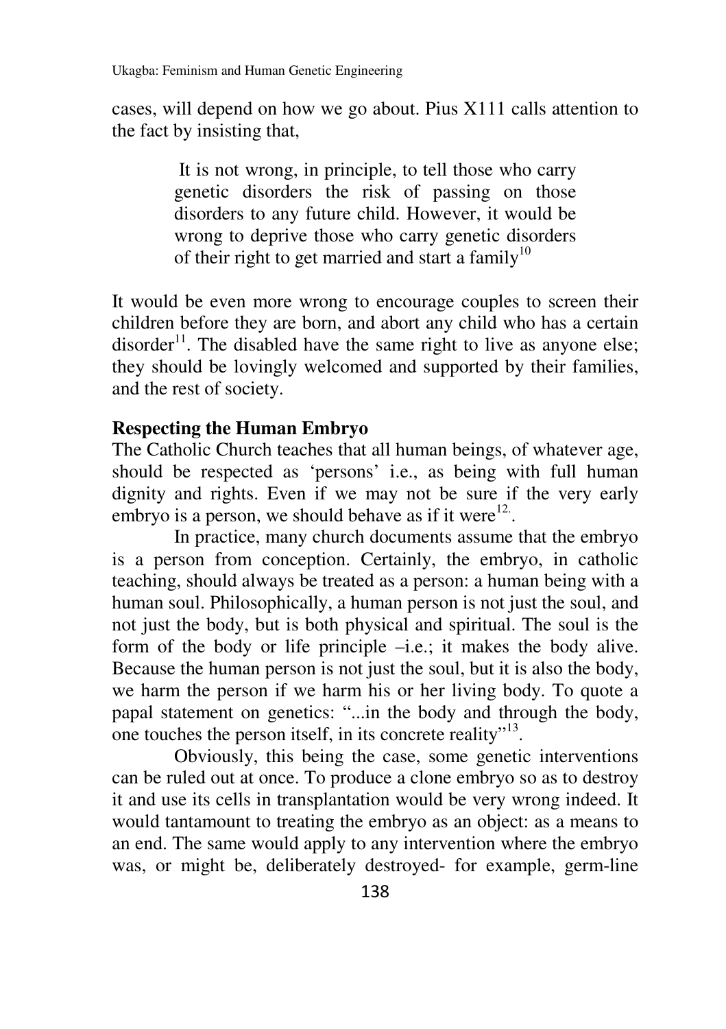cases, will depend on how we go about. Pius X111 calls attention to the fact by insisting that,

> It is not wrong, in principle, to tell those who carry genetic disorders the risk of passing on those disorders to any future child. However, it would be wrong to deprive those who carry genetic disorders of their right to get married and start a family[10]

It would be even more wrong to encourage couples to screen their children before they are born, and abort any child who has a certain disorder[11]. The disabled have the same right to live as anyone else; they should be lovingly welcomed and supported by their families, and the rest of society.

**Respecting the Human Embryo**

The Catholic Church teaches that all human beings, of whatever age, should be respected as 'persons' i.e., as being with full human dignity and rights. Even if we may not be sure if the very early embryo is a person, we should behave as if it were[12].

In practice, many church documents assume that the embryo is a person from conception. Certainly, the embryo, in catholic teaching, should always be treated as a person: a human being with a human soul. Philosophically, a human person is not just the soul, and not just the body, but is both physical and spiritual. The soul is the form of the body or life principle –i.e.; it makes the body alive. Because the human person is not just the soul, but it is also the body, we harm the person if we harm his or her living body. To quote a papal statement on genetics: "...in the body and through the body, one touches the person itself, in its concrete reality"[13].

Obviously, this being the case, some genetic interventions can be ruled out at once. To produce a clone embryo so as to destroy it and use its cells in transplantation would be very wrong indeed. It would tantamount to treating the embryo as an object: as a means to an end. The same would apply to any intervention where the embryo was, or might be, deliberately destroyed- for example, germ-line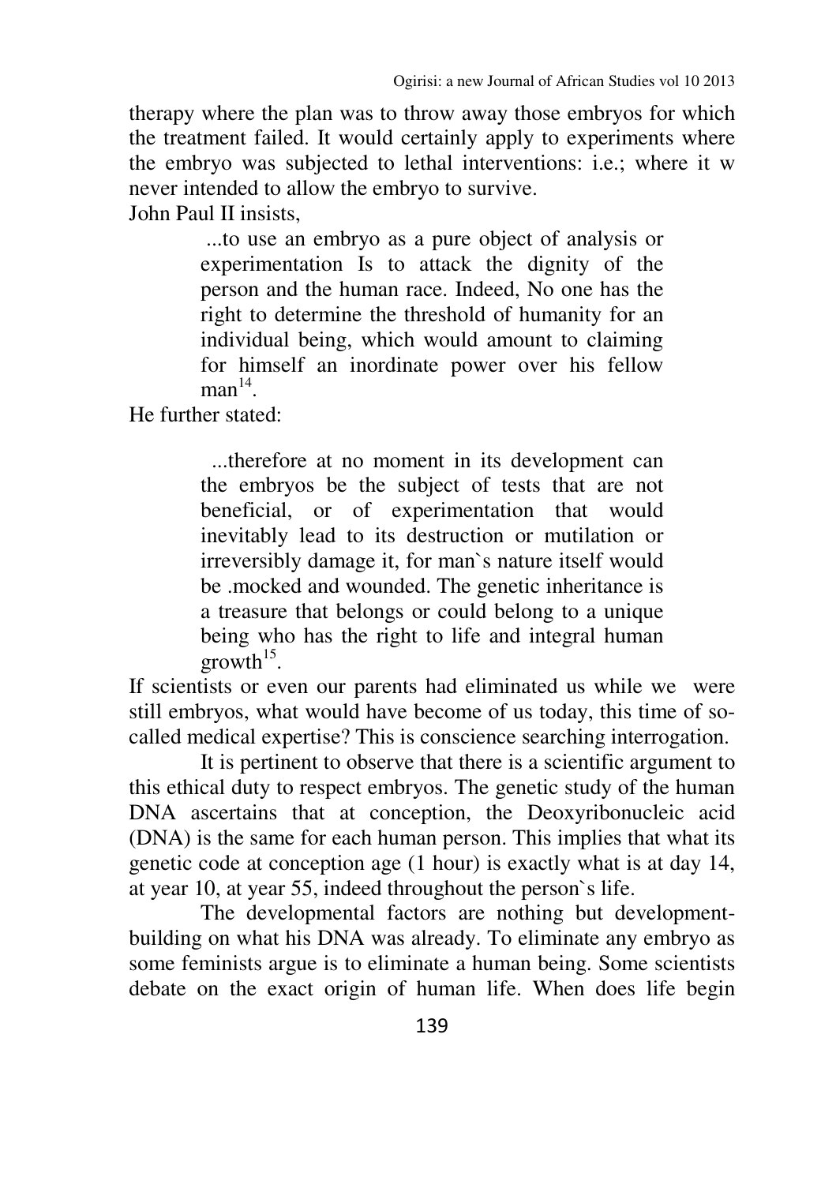therapy where the plan was to throw away those embryos for which the treatment failed. It would certainly apply to experiments where the embryo was subjected to lethal interventions: i.e.; where it w never intended to allow the embryo to survive.

John Paul II insists,

> ...to use an embryo as a pure object of analysis or experimentation Is to attack the dignity of the person and the human race. Indeed, No one has the right to determine the threshold of humanity for an individual being, which would amount to claiming for himself an inordinate power over his fellow man[14].

He further stated:

> ...therefore at no moment in its development can the embryos be the subject of tests that are not beneficial, or of experimentation that would inevitably lead to its destruction or mutilation or irreversibly damage it, for man`s nature itself would be .mocked and wounded. The genetic inheritance is a treasure that belongs or could belong to a unique being who has the right to life and integral human growth[15].

If scientists or even our parents had eliminated us while we were still embryos, what would have become of us today, this time of so-called medical expertise? This is conscience searching interrogation.

It is pertinent to observe that there is a scientific argument to this ethical duty to respect embryos. The genetic study of the human DNA ascertains that at conception, the Deoxyribonucleic acid (DNA) is the same for each human person. This implies that what its genetic code at conception age (1 hour) is exactly what is at day 14, at year 10, at year 55, indeed throughout the person`s life.

The developmental factors are nothing but development-building on what his DNA was already. To eliminate any embryo as some feminists argue is to eliminate a human being. Some scientists debate on the exact origin of human life. When does life begin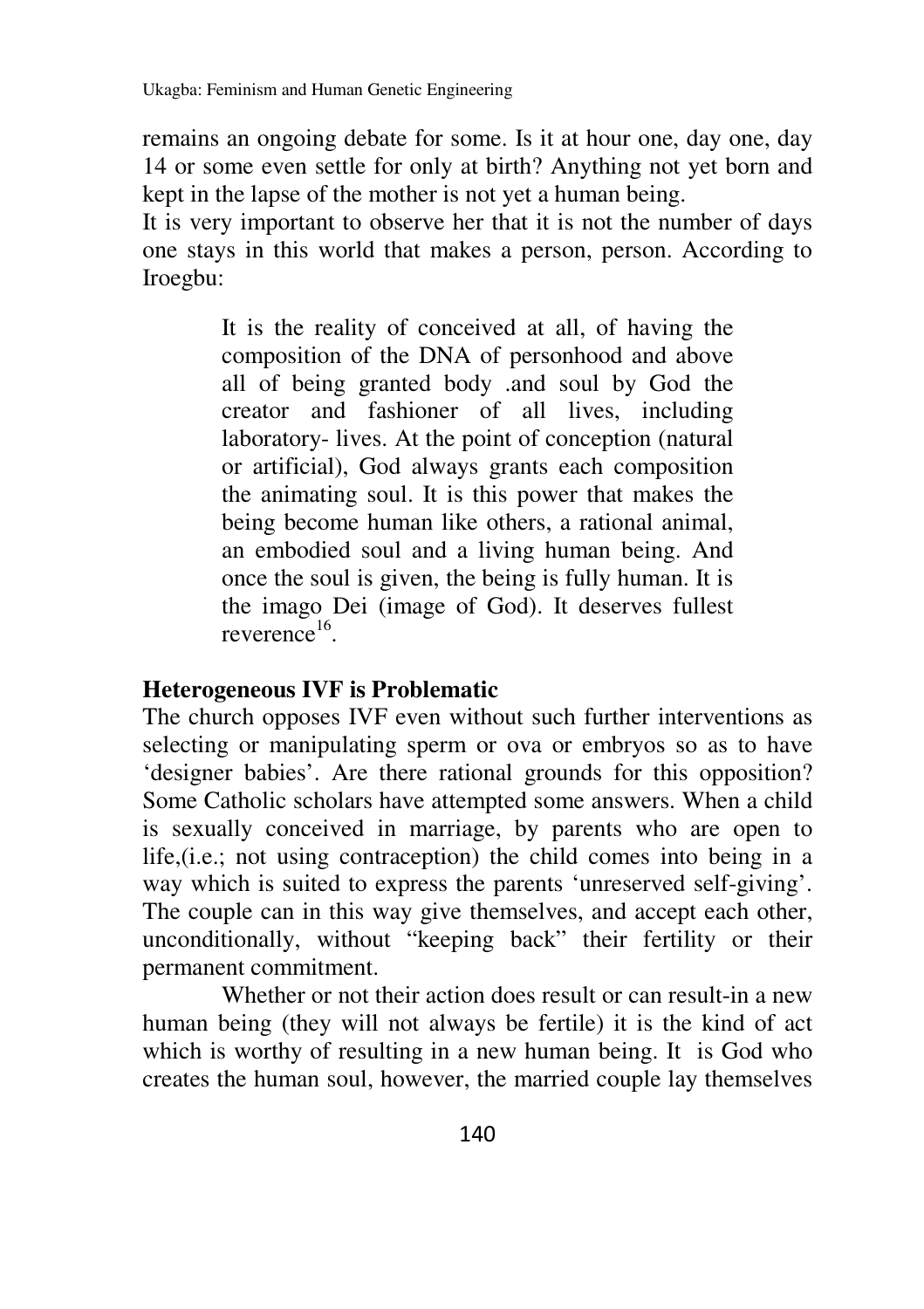remains an ongoing debate for some. Is it at hour one, day one, day 14 or some even settle for only at birth? Anything not yet born and kept in the lapse of the mother is not yet a human being.

It is very important to observe her that it is not the number of days one stays in this world that makes a person, person. According to Iroegbu:

> It is the reality of conceived at all, of having the composition of the DNA of personhood and above all of being granted body .and soul by God the creator and fashioner of all lives, including laboratory- lives. At the point of conception (natural or artificial), God always grants each composition the animating soul. It is this power that makes the being become human like others, a rational animal, an embodied soul and a living human being. And once the soul is given, the being is fully human. It is the imago Dei (image of God). It deserves fullest reverence[16].

**Heterogeneous IVF is Problematic**

The church opposes IVF even without such further interventions as selecting or manipulating sperm or ova or embryos so as to have 'designer babies'. Are there rational grounds for this opposition? Some Catholic scholars have attempted some answers. When a child is sexually conceived in marriage, by parents who are open to life,(i.e.; not using contraception) the child comes into being in a way which is suited to express the parents 'unreserved self-giving'. The couple can in this way give themselves, and accept each other, unconditionally, without "keeping back" their fertility or their permanent commitment.

Whether or not their action does result or can result-in a new human being (they will not always be fertile) it is the kind of act which is worthy of resulting in a new human being. It is God who creates the human soul, however, the married couple lay themselves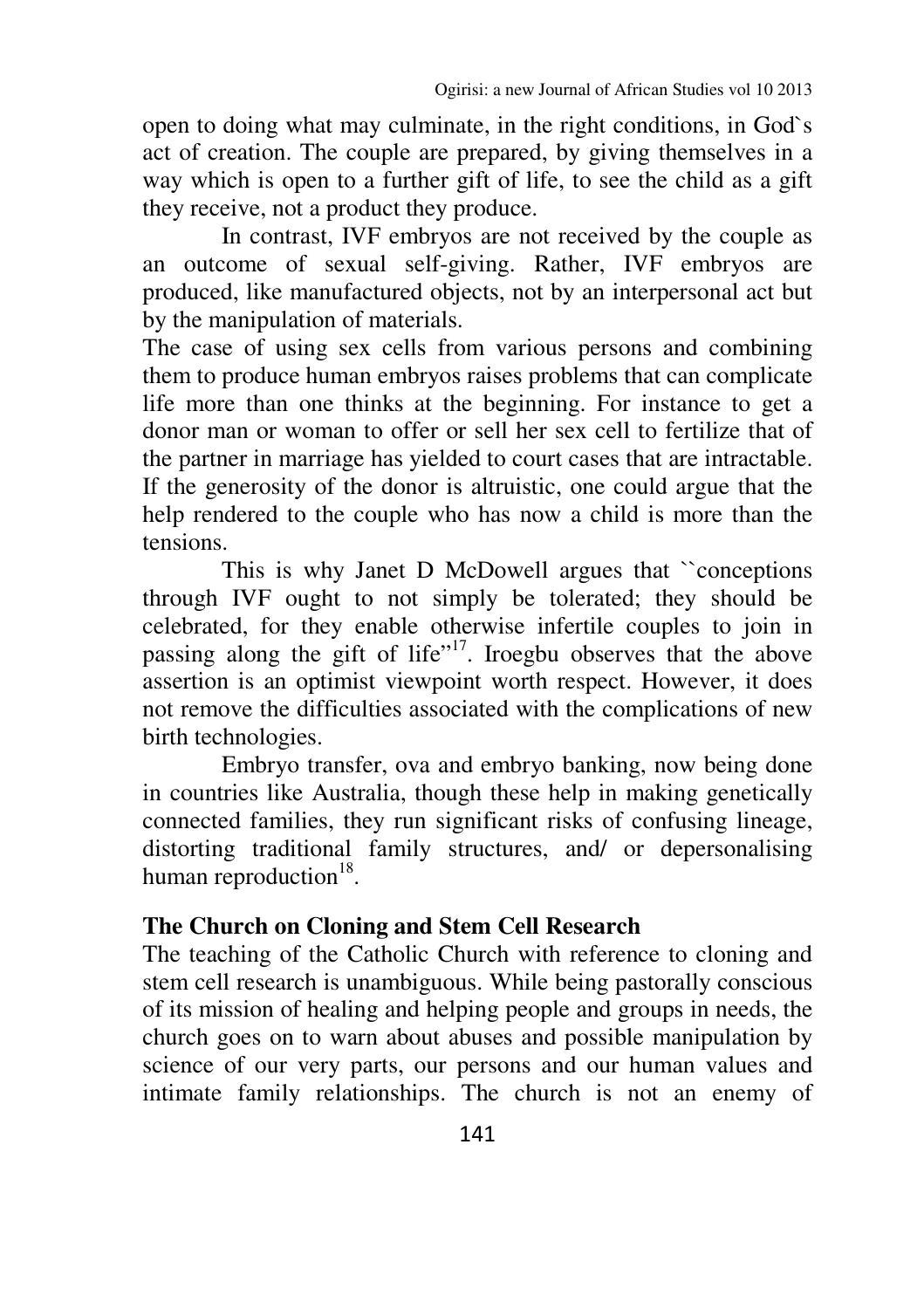open to doing what may culminate, in the right conditions, in God`s act of creation. The couple are prepared, by giving themselves in a way which is open to a further gift of life, to see the child as a gift they receive, not a product they produce.

In contrast, IVF embryos are not received by the couple as an outcome of sexual self-giving. Rather, IVF embryos are produced, like manufactured objects, not by an interpersonal act but by the manipulation of materials.

The case of using sex cells from various persons and combining them to produce human embryos raises problems that can complicate life more than one thinks at the beginning. For instance to get a donor man or woman to offer or sell her sex cell to fertilize that of the partner in marriage has yielded to court cases that are intractable. If the generosity of the donor is altruistic, one could argue that the help rendered to the couple who has now a child is more than the tensions.

This is why Janet D McDowell argues that ``conceptions through IVF ought to not simply be tolerated; they should be celebrated, for they enable otherwise infertile couples to join in passing along the gift of life"[17]. Iroegbu observes that the above assertion is an optimist viewpoint worth respect. However, it does not remove the difficulties associated with the complications of new birth technologies.

Embryo transfer, ova and embryo banking, now being done in countries like Australia, though these help in making genetically connected families, they run significant risks of confusing lineage, distorting traditional family structures, and/ or depersonalising human reproduction[18].

**The Church on Cloning and Stem Cell Research**

The teaching of the Catholic Church with reference to cloning and stem cell research is unambiguous. While being pastorally conscious of its mission of healing and helping people and groups in needs, the church goes on to warn about abuses and possible manipulation by science of our very parts, our persons and our human values and intimate family relationships. The church is not an enemy of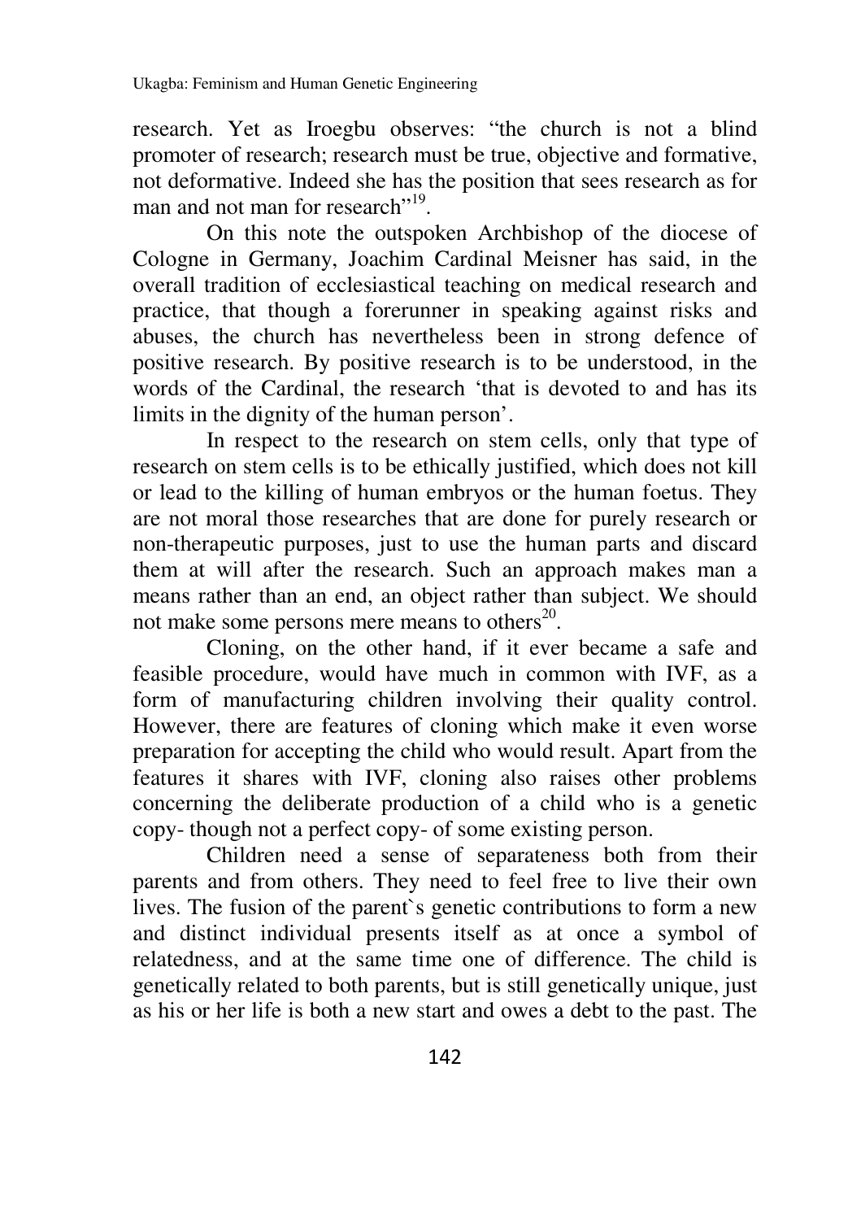research. Yet as Iroegbu observes: "the church is not a blind promoter of research; research must be true, objective and formative, not deformative. Indeed she has the position that sees research as for man and not man for research"[19].

On this note the outspoken Archbishop of the diocese of Cologne in Germany, Joachim Cardinal Meisner has said, in the overall tradition of ecclesiastical teaching on medical research and practice, that though a forerunner in speaking against risks and abuses, the church has nevertheless been in strong defence of positive research. By positive research is to be understood, in the words of the Cardinal, the research 'that is devoted to and has its limits in the dignity of the human person'.

In respect to the research on stem cells, only that type of research on stem cells is to be ethically justified, which does not kill or lead to the killing of human embryos or the human foetus. They are not moral those researches that are done for purely research or non-therapeutic purposes, just to use the human parts and discard them at will after the research. Such an approach makes man a means rather than an end, an object rather than subject. We should not make some persons mere means to others[20].

Cloning, on the other hand, if it ever became a safe and feasible procedure, would have much in common with IVF, as a form of manufacturing children involving their quality control. However, there are features of cloning which make it even worse preparation for accepting the child who would result. Apart from the features it shares with IVF, cloning also raises other problems concerning the deliberate production of a child who is a genetic copy- though not a perfect copy- of some existing person.

Children need a sense of separateness both from their parents and from others. They need to feel free to live their own lives. The fusion of the parent`s genetic contributions to form a new and distinct individual presents itself as at once a symbol of relatedness, and at the same time one of difference. The child is genetically related to both parents, but is still genetically unique, just as his or her life is both a new start and owes a debt to the past. The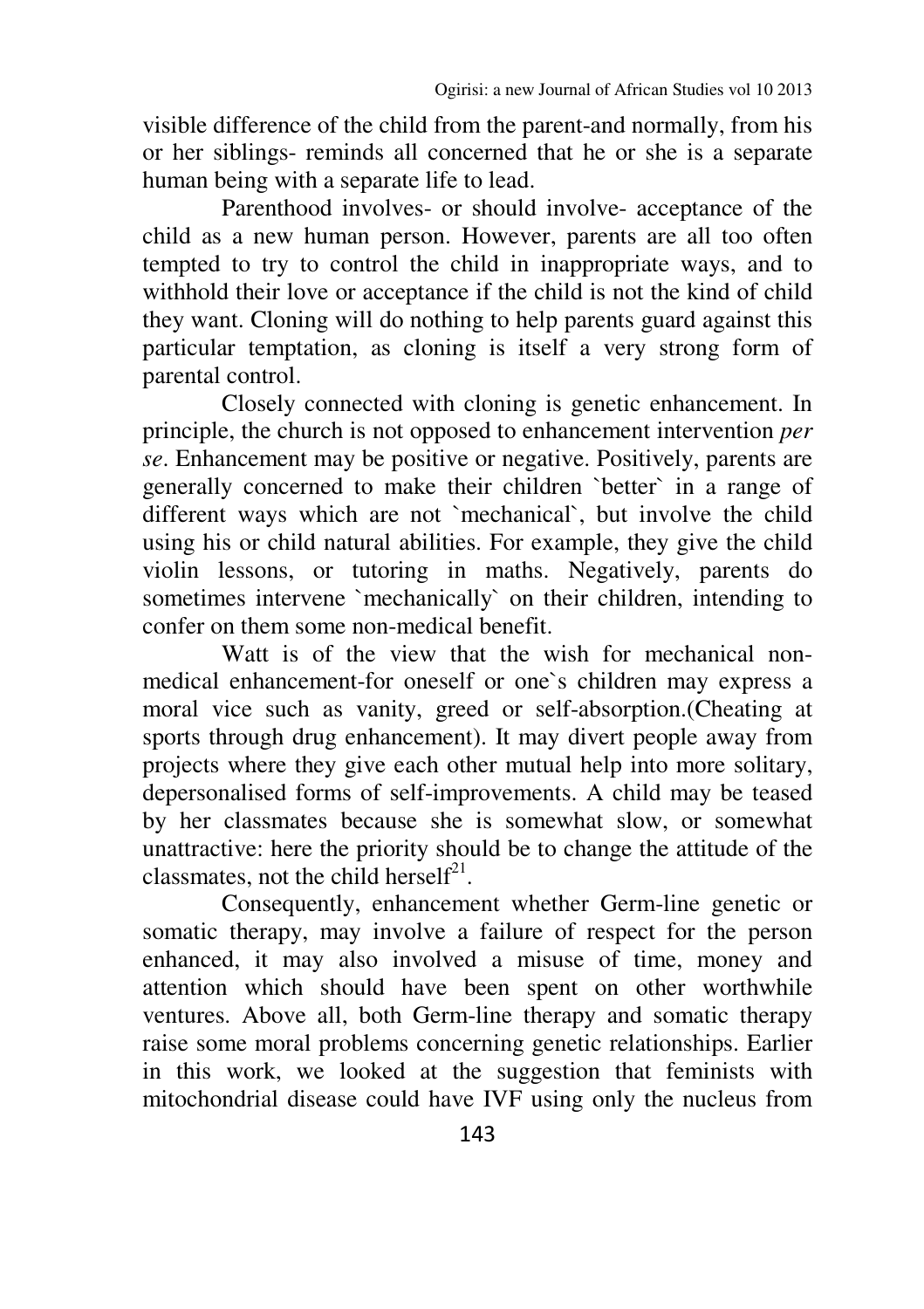visible difference of the child from the parent-and normally, from his or her siblings- reminds all concerned that he or she is a separate human being with a separate life to lead.

Parenthood involves- or should involve- acceptance of the child as a new human person. However, parents are all too often tempted to try to control the child in inappropriate ways, and to withhold their love or acceptance if the child is not the kind of child they want. Cloning will do nothing to help parents guard against this particular temptation, as cloning is itself a very strong form of parental control.

Closely connected with cloning is genetic enhancement. In principle, the church is not opposed to enhancement intervention *per se*. Enhancement may be positive or negative. Positively, parents are generally concerned to make their children `better` in a range of different ways which are not `mechanical`, but involve the child using his or child natural abilities. For example, they give the child violin lessons, or tutoring in maths. Negatively, parents do sometimes intervene `mechanically` on their children, intending to confer on them some non-medical benefit.

Watt is of the view that the wish for mechanical non-medical enhancement-for oneself or one`s children may express a moral vice such as vanity, greed or self-absorption.(Cheating at sports through drug enhancement). It may divert people away from projects where they give each other mutual help into more solitary, depersonalised forms of self-improvements. A child may be teased by her classmates because she is somewhat slow, or somewhat unattractive: here the priority should be to change the attitude of the classmates, not the child herself[21].

Consequently, enhancement whether Germ-line genetic or somatic therapy, may involve a failure of respect for the person enhanced, it may also involved a misuse of time, money and attention which should have been spent on other worthwhile ventures. Above all, both Germ-line therapy and somatic therapy raise some moral problems concerning genetic relationships. Earlier in this work, we looked at the suggestion that feminists with mitochondrial disease could have IVF using only the nucleus from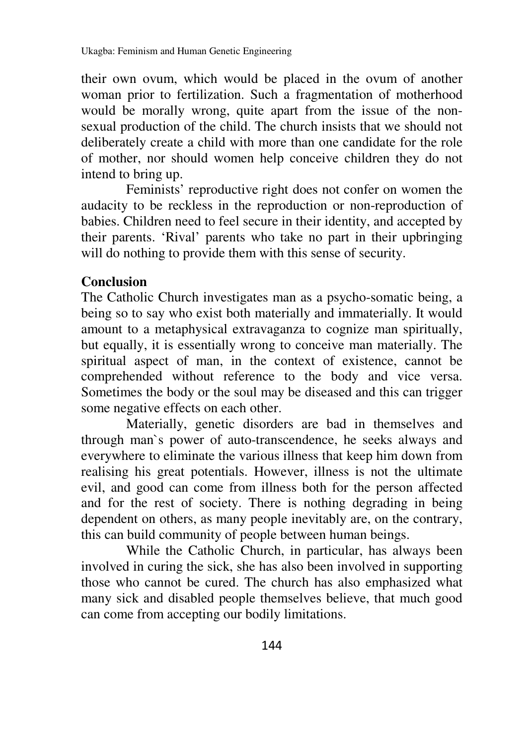their own ovum, which would be placed in the ovum of another woman prior to fertilization. Such a fragmentation of motherhood would be morally wrong, quite apart from the issue of the non-sexual production of the child. The church insists that we should not deliberately create a child with more than one candidate for the role of mother, nor should women help conceive children they do not intend to bring up.

Feminists' reproductive right does not confer on women the audacity to be reckless in the reproduction or non-reproduction of babies. Children need to feel secure in their identity, and accepted by their parents. 'Rival' parents who take no part in their upbringing will do nothing to provide them with this sense of security.

## Conclusion

The Catholic Church investigates man as a psycho-somatic being, a being so to say who exist both materially and immaterially. It would amount to a metaphysical extravaganza to cognize man spiritually, but equally, it is essentially wrong to conceive man materially. The spiritual aspect of man, in the context of existence, cannot be comprehended without reference to the body and vice versa. Sometimes the body or the soul may be diseased and this can trigger some negative effects on each other.

Materially, genetic disorders are bad in themselves and through man`s power of auto-transcendence, he seeks always and everywhere to eliminate the various illness that keep him down from realising his great potentials. However, illness is not the ultimate evil, and good can come from illness both for the person affected and for the rest of society. There is nothing degrading in being dependent on others, as many people inevitably are, on the contrary, this can build community of people between human beings.

While the Catholic Church, in particular, has always been involved in curing the sick, she has also been involved in supporting those who cannot be cured. The church has also emphasized what many sick and disabled people themselves believe, that much good can come from accepting our bodily limitations.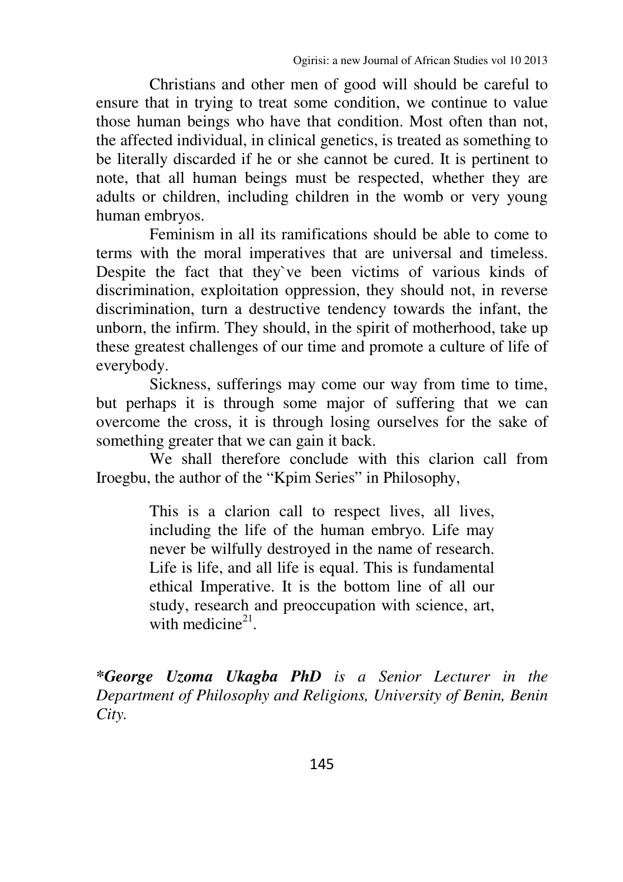Christians and other men of good will should be careful to ensure that in trying to treat some condition, we continue to value those human beings who have that condition. Most often than not, the affected individual, in clinical genetics, is treated as something to be literally discarded if he or she cannot be cured. It is pertinent to note, that all human beings must be respected, whether they are adults or children, including children in the womb or very young human embryos.

Feminism in all its ramifications should be able to come to terms with the moral imperatives that are universal and timeless. Despite the fact that they`ve been victims of various kinds of discrimination, exploitation oppression, they should not, in reverse discrimination, turn a destructive tendency towards the infant, the unborn, the infirm. They should, in the spirit of motherhood, take up these greatest challenges of our time and promote a culture of life of everybody.

Sickness, sufferings may come our way from time to time, but perhaps it is through some major of suffering that we can overcome the cross, it is through losing ourselves for the sake of something greater that we can gain it back.

We shall therefore conclude with this clarion call from Iroegbu, the author of the "Kpim Series" in Philosophy,

> This is a clarion call to respect lives, all lives, including the life of the human embryo. Life may never be wilfully destroyed in the name of research. Life is life, and all life is equal. This is fundamental ethical Imperative. It is the bottom line of all our study, research and preoccupation with science, art, with medicine[21].

***George Uzoma Ukagba PhD** is a Senior Lecturer in the Department of Philosophy and Religions, University of Benin, Benin City.*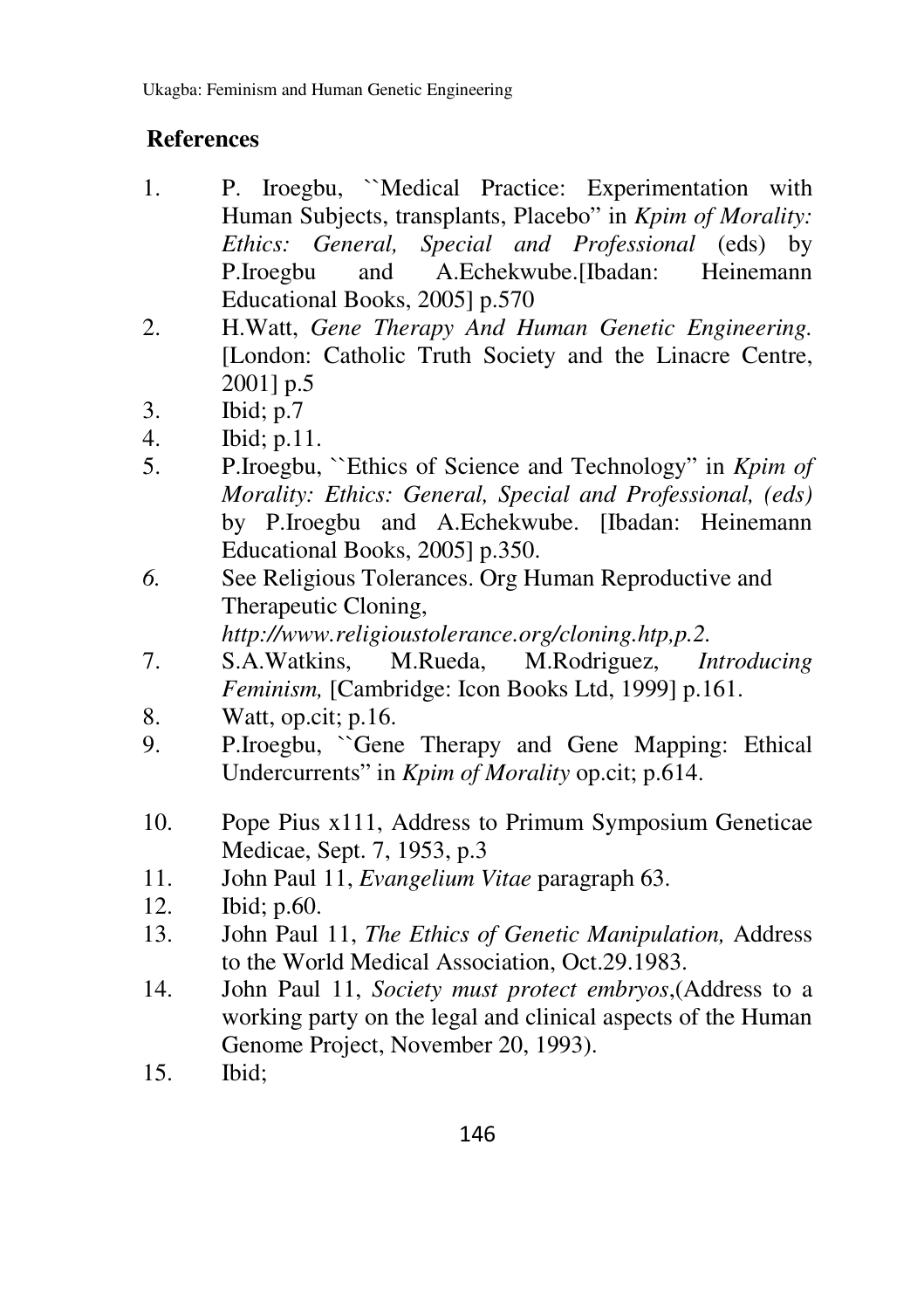## References

1. P. Iroegbu, ``Medical Practice: Experimentation with Human Subjects, transplants, Placebo" in *Kpim of Morality: Ethics: General, Special and Professional* (eds) by P.Iroegbu and A.Echekwube.[Ibadan: Heinemann Educational Books, 2005] p.570
2. H.Watt, *Gene Therapy And Human Genetic Engineering*. [London: Catholic Truth Society and the Linacre Centre, 2001] p.5
3. Ibid; p.7
4. Ibid; p.11.
5. P.Iroegbu, ``Ethics of Science and Technology" in *Kpim of Morality: Ethics: General, Special and Professional, (eds)* by P.Iroegbu and A.Echekwube. [Ibadan: Heinemann Educational Books, 2005] p.350.
6. See Religious Tolerances. Org Human Reproductive and Therapeutic Cloning, *http://www.religioustolerance.org/cloning.htp,p.2.*
7. S.A.Watkins, M.Rueda, M.Rodriguez, *Introducing Feminism,* [Cambridge: Icon Books Ltd, 1999] p.161.
8. Watt, op.cit; p.16.
9. P.Iroegbu, ``Gene Therapy and Gene Mapping: Ethical Undercurrents" in *Kpim of Morality* op.cit; p.614.
10. Pope Pius x111, Address to Primum Symposium Geneticae Medicae, Sept. 7, 1953, p.3
11. John Paul 11, *Evangelium Vitae* paragraph 63.
12. Ibid; p.60.
13. John Paul 11, *The Ethics of Genetic Manipulation,* Address to the World Medical Association, Oct.29.1983.
14. John Paul 11, *Society must protect embryos*,(Address to a working party on the legal and clinical aspects of the Human Genome Project, November 20, 1993).
15. Ibid;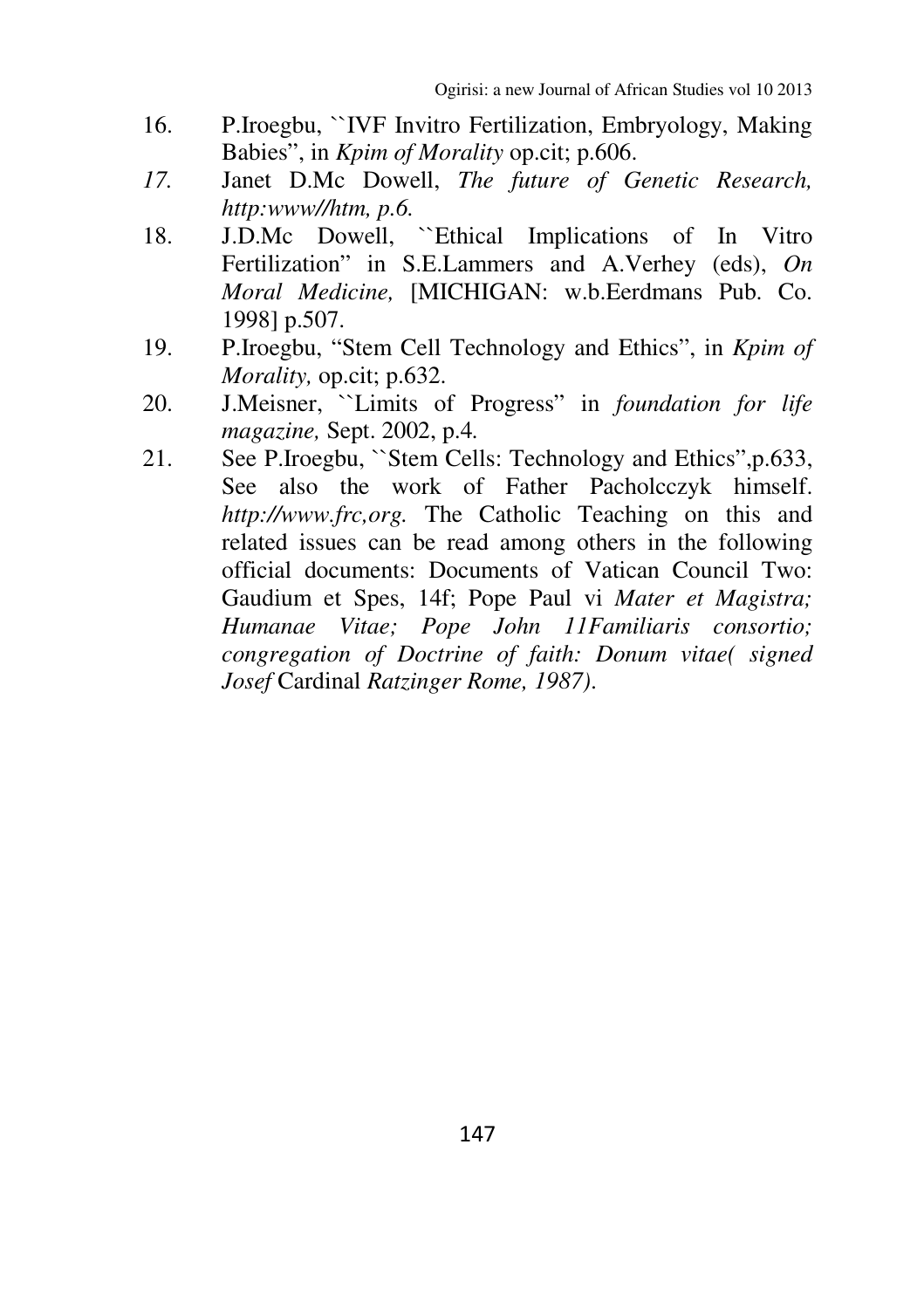16. P.Iroegbu, ``IVF Invitro Fertilization, Embryology, Making Babies", in *Kpim of Morality* op.cit; p.606.
17. Janet D.Mc Dowell, *The future of Genetic Research, http:www//htm, p.6.*
18. J.D.Mc Dowell, ``Ethical Implications of In Vitro Fertilization" in S.E.Lammers and A.Verhey (eds), *On Moral Medicine,* [MICHIGAN: w.b.Eerdmans Pub. Co. 1998] p.507.
19. P.Iroegbu, "Stem Cell Technology and Ethics", in *Kpim of Morality,* op.cit; p.632.
20. J.Meisner, ``Limits of Progress" in *foundation for life magazine,* Sept. 2002, p.4.
21. See P.Iroegbu, ``Stem Cells: Technology and Ethics",p.633, See also the work of Father Pacholcczyk himself. *http://www.frc,org.* The Catholic Teaching on this and related issues can be read among others in the following official documents: Documents of Vatican Council Two: Gaudium et Spes, 14f; Pope Paul vi *Mater et Magistra; Humanae Vitae; Pope John 11Familiaris consortio; congregation of Doctrine of faith: Donum vitae( signed Josef* Cardinal *Ratzinger Rome, 1987).*